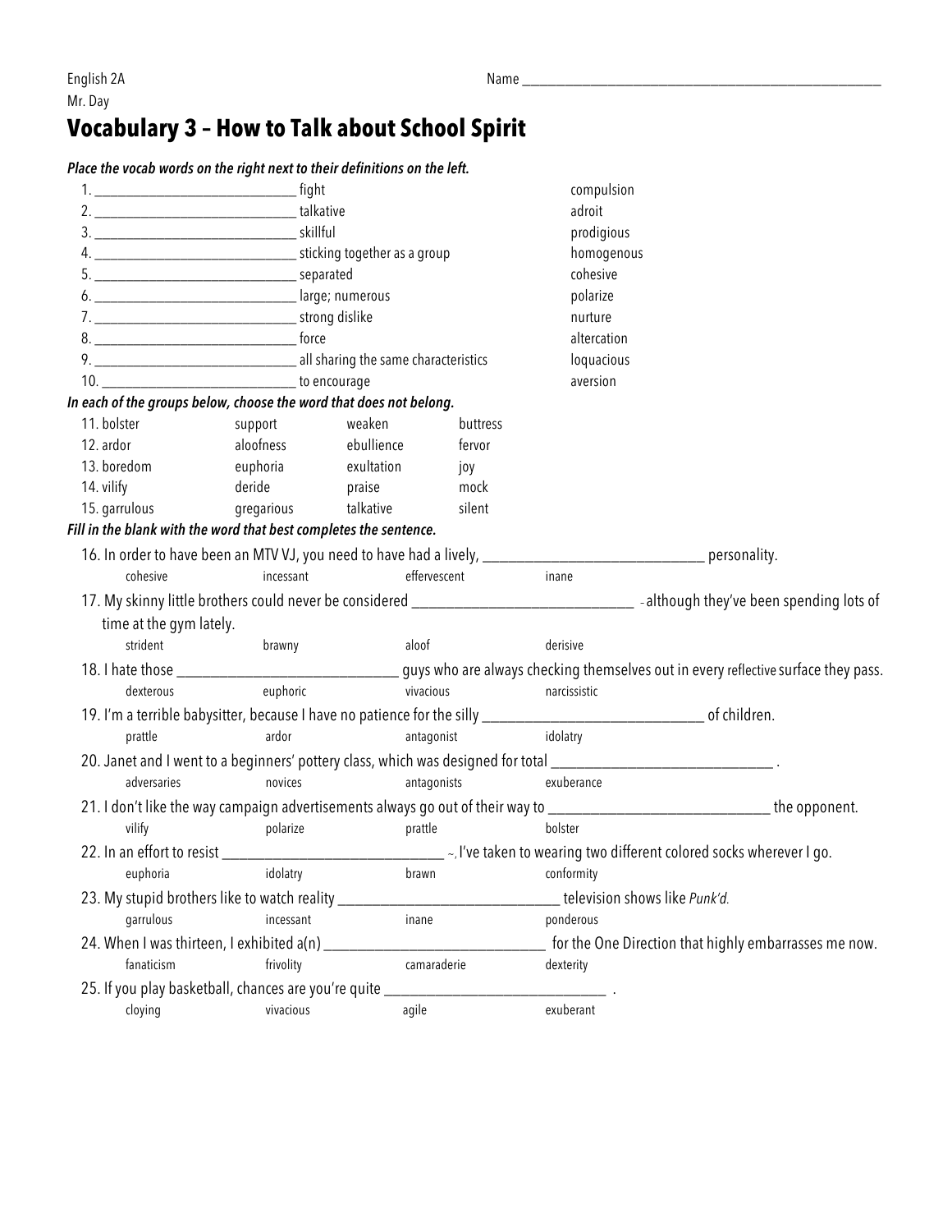English 2A
Mr. Day

Name ______________________________

# Vocabulary 3 – How to Talk about School Spirit

***Place the vocab words on the right next to their definitions on the left.***

| Definitions | Vocab words |
|---|---|
| 1. ____________________ fight | compulsion |
| 2. ____________________ talkative | adroit |
| 3. ____________________ skillful | prodigious |
| 4. ____________________ sticking together as a group | homogenous |
| 5. ____________________ separated | cohesive |
| 6. ____________________ large; numerous | polarize |
| 7. ____________________ strong dislike | nurture |
| 8. ____________________ force | altercation |
| 9. ____________________ all sharing the same characteristics | loquacious |
| 10. ____________________ to encourage | aversion |

***In each of the groups below, choose the word that does not belong.***

11. bolster — support — weaken — buttress
12. ardor — aloofness — ebullience — fervor
13. boredom — euphoria — exultation — joy
14. vilify — deride — praise — mock
15. garrulous — gregarious — talkative — silent

***Fill in the blank with the word that best completes the sentence.***

16. In order to have been an MTV VJ, you need to have had a lively, ____________________ personality.
    cohesive — incessant — effervescent — inane

17. My skinny little brothers could never be considered ____________________ - although they've been spending lots of time at the gym lately.
    strident — brawny — aloof — derisive

18. I hate those ____________________ guys who are always checking themselves out in every reflective surface they pass.
    dexterous — euphoric — vivacious — narcissistic

19. I'm a terrible babysitter, because I have no patience for the silly ____________________ of children.
    prattle — ardor — antagonist — idolatry

20. Janet and I went to a beginners' pottery class, which was designed for total ____________________ .
    adversaries — novices — antagonists — exuberance

21. I don't like the way campaign advertisements always go out of their way to ____________________ the opponent.
    vilify — polarize — prattle — bolster

22. In an effort to resist ____________________ , I've taken to wearing two different colored socks wherever I go.
    euphoria — idolatry — brawn — conformity

23. My stupid brothers like to watch reality ____________________ television shows like *Punk'd.*
    garrulous — incessant — inane — ponderous

24. When I was thirteen, I exhibited a(n) ____________________ for the One Direction that highly embarrasses me now.
    fanaticism — frivolity — camaraderie — dexterity

25. If you play basketball, chances are you're quite ____________________ .
    cloying — vivacious — agile — exuberant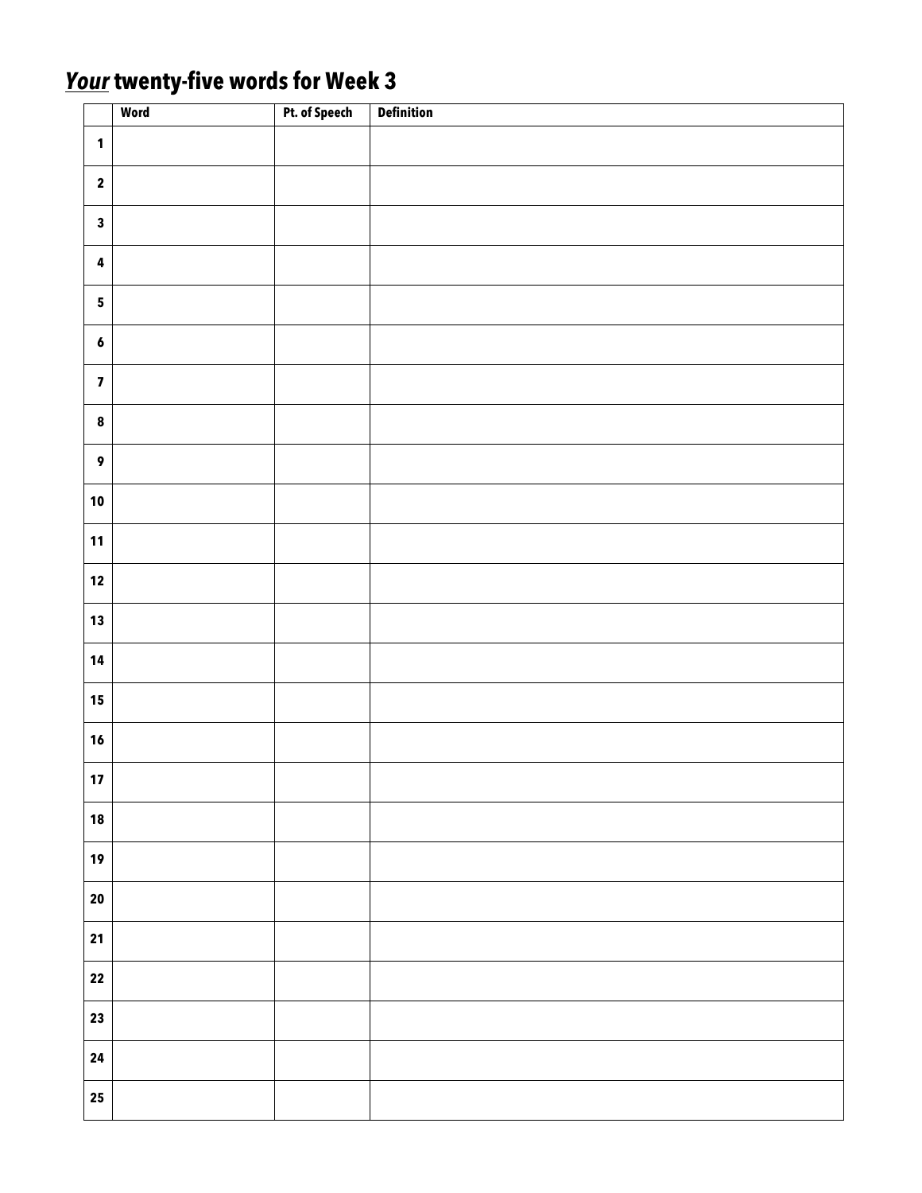# ***<u>Your</u>*** **twenty-five words for Week 3**

| | Word | Pt. of Speech | Definition |
|---|---|---|---|
| 1 | | | |
| 2 | | | |
| 3 | | | |
| 4 | | | |
| 5 | | | |
| 6 | | | |
| 7 | | | |
| 8 | | | |
| 9 | | | |
| 10 | | | |
| 11 | | | |
| 12 | | | |
| 13 | | | |
| 14 | | | |
| 15 | | | |
| 16 | | | |
| 17 | | | |
| 18 | | | |
| 19 | | | |
| 20 | | | |
| 21 | | | |
| 22 | | | |
| 23 | | | |
| 24 | | | |
| 25 | | | |